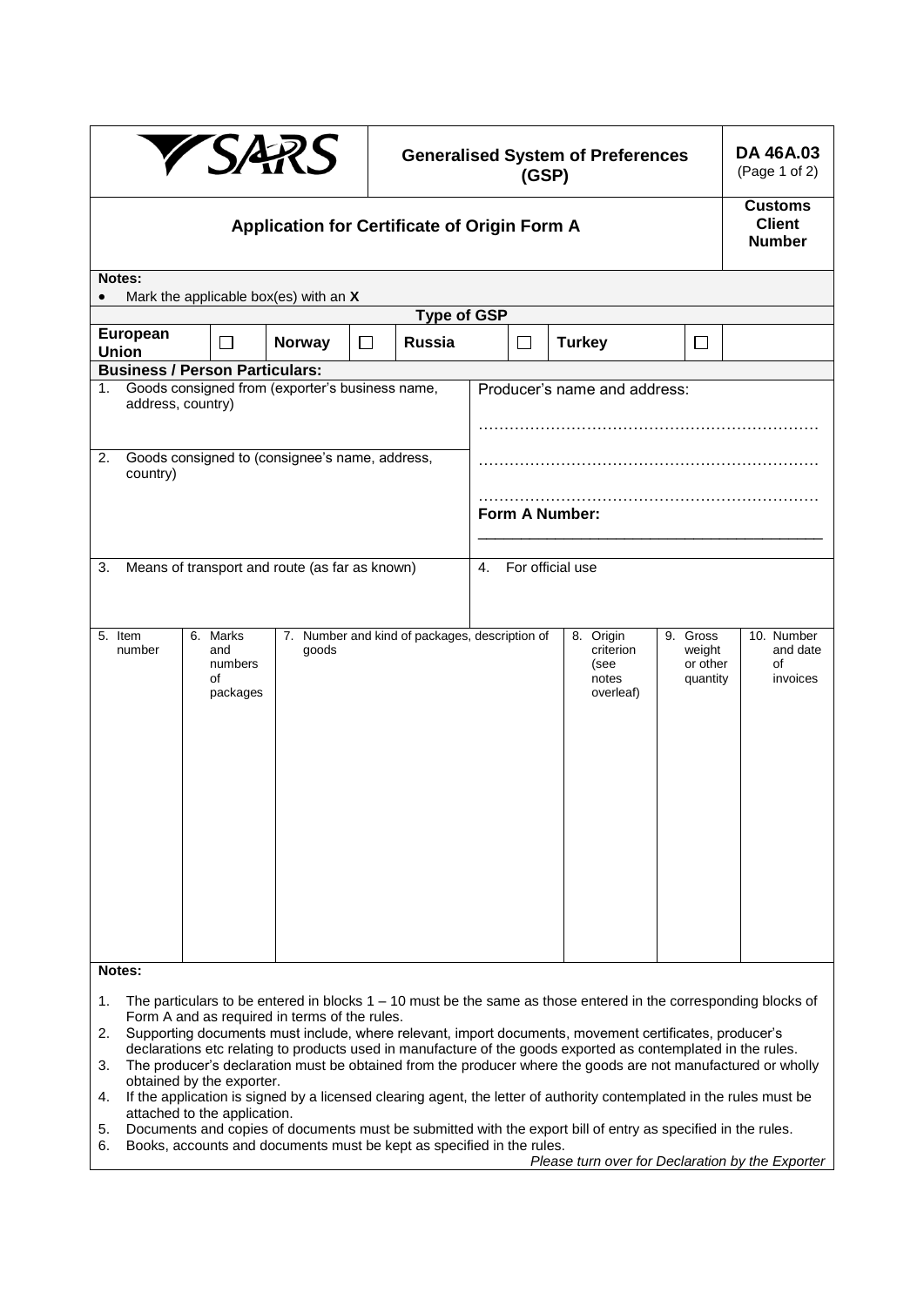**SARS**

# Generalised System of Preferences (GSP)

**DA 46A.03**
(Page 1 of 2)

## Application for Certificate of Origin Form A

**Customs Client Number**

**Notes:**

- Mark the applicable box(es) with an **X**

**Type of GSP**

| **European Union** | ☐ | **Norway** | ☐ | **Russia** | ☐ | **Turkey** | ☐ |
|---|---|---|---|---|---|---|---|

**Business / Person Particulars:**

| | |
|---|---|
| 1. Goods consigned from (exporter's business name, address, country) | Producer's name and address: ………………………………………………………… ………………………………………………………… ………………………………………………………… |
| 2. Goods consigned to (consignee's name, address, country) | **Form A Number:** ____________________________ |
| 3. Means of transport and route (as far as known) | 4. For official use |

| 5. Item number | 6. Marks and numbers of packages | 7. Number and kind of packages, description of goods | 8. Origin criterion (see notes overleaf) | 9. Gross weight or other quantity | 10. Number and date of invoices |
|---|---|---|---|---|---|
| | | | | | |

**Notes:**

1. The particulars to be entered in blocks 1 – 10 must be the same as those entered in the corresponding blocks of Form A and as required in terms of the rules.
2. Supporting documents must include, where relevant, import documents, movement certificates, producer's declarations etc relating to products used in manufacture of the goods exported as contemplated in the rules.
3. The producer's declaration must be obtained from the producer where the goods are not manufactured or wholly obtained by the exporter.
4. If the application is signed by a licensed clearing agent, the letter of authority contemplated in the rules must be attached to the application.
5. Documents and copies of documents must be submitted with the export bill of entry as specified in the rules.
6. Books, accounts and documents must be kept as specified in the rules.

*Please turn over for Declaration by the Exporter*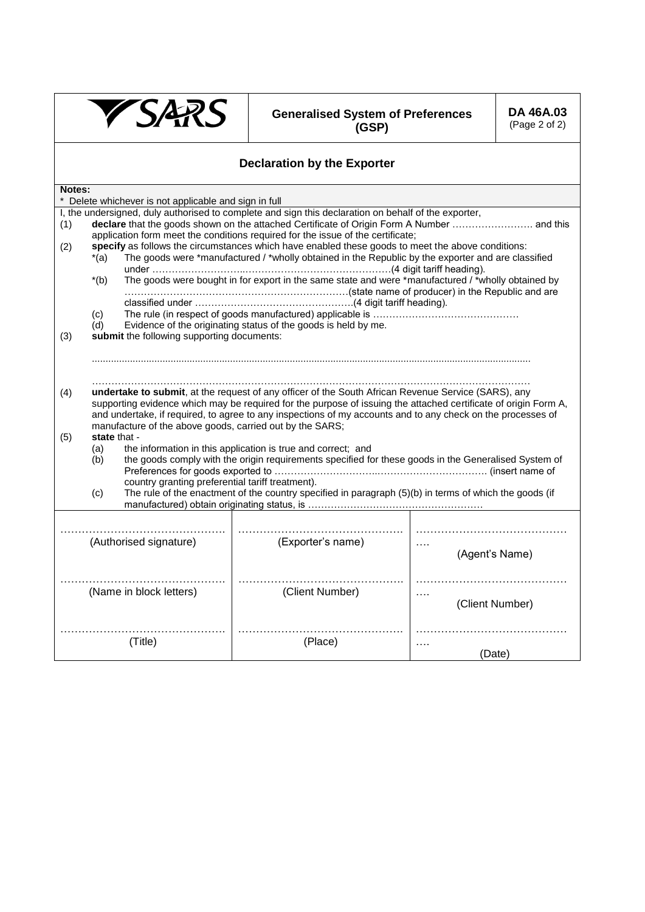| SARS | Generalised System of Preferences (GSP) | DA 46A.03 (Page 2 of 2) |
|---|---|---|

## Declaration by the Exporter

**Notes:**
* Delete whichever is not applicable and sign in full

I, the undersigned, duly authorised to complete and sign this declaration on behalf of the exporter,

(1) **declare** that the goods shown on the attached Certificate of Origin Form A Number …………………… and this application form meet the conditions required for the issue of the certificate;

(2) **specify** as follows the circumstances which have enabled these goods to meet the above conditions:

- *(a) The goods were *manufactured / *wholly obtained in the Republic by the exporter and are classified under ……………………………………………………………(4 digit tariff heading).
- *(b) The goods were bought in for export in the same state and were *manufactured / *wholly obtained by ……………………………………………………………(state name of producer) in the Republic and are classified under ………………………………………….(4 digit tariff heading).
- (c) The rule (in respect of goods manufactured) applicable is ………………………………………
- (d) Evidence of the originating status of the goods is held by me.

(3) **submit** the following supporting documents:

……………………………………………………………………………………………………………………

……………………………………………………………………………………………………………………

(4) **undertake to submit**, at the request of any officer of the South African Revenue Service (SARS), any supporting evidence which may be required for the purpose of issuing the attached certificate of origin Form A, and undertake, if required, to agree to any inspections of my accounts and to any check on the processes of manufacture of the above goods, carried out by the SARS;

(5) **state** that -

- (a) the information in this application is true and correct; and
- (b) the goods comply with the origin requirements specified for these goods in the Generalised System of Preferences for goods exported to ……………………………………………………… (insert name of country granting preferential tariff treatment).
- (c) The rule of the enactment of the country specified in paragraph (5)(b) in terms of which the goods (if manufactured) obtain originating status, is ………………………………………………

| | | |
|---|---|---|
| ……………………………………… (Authorised signature) | ……………………………………… (Exporter's name) | ……………………………………… (Agent's Name) |
| ……………………………………… (Name in block letters) | ……………………………………… (Client Number) | ……………………………………… (Client Number) |
| ……………………………………… (Title) | ……………………………………… (Place) | ……………………………………… (Date) |